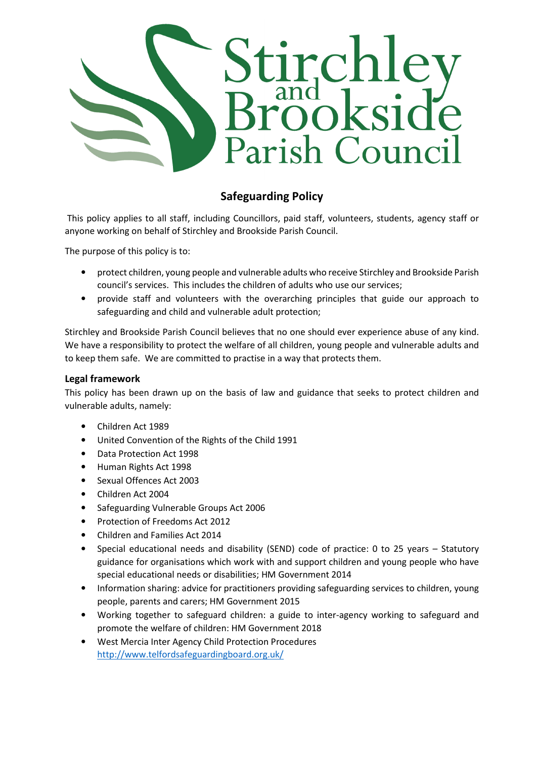# Safeguarding Policy

This policy applies to all staff, including Councillors, paid staff, volunteers, students, agency staff or anyone working on behalf of Stirchley and Brookside Parish Council.

The purpose of this policy is to:

- protect children, young people and vulnerable adults who receive Stirchley and Brookside Parish council's services. This includes the children of adults who use our services;
- provide staff and volunteers with the overarching principles that guide our approach to safeguarding and child and vulnerable adult protection;

Stirchley and Brookside Parish Council believes that no one should ever experience abuse of any kind. We have a responsibility to protect the welfare of all children, young people and vulnerable adults and to keep them safe. We are committed to practise in a way that protects them.

### Legal framework

This policy has been drawn up on the basis of law and guidance that seeks to protect children and vulnerable adults, namely:

- Children Act 1989
- United Convention of the Rights of the Child 1991
- Data Protection Act 1998
- Human Rights Act 1998
- Sexual Offences Act 2003
- Children Act 2004
- Safeguarding Vulnerable Groups Act 2006
- Protection of Freedoms Act 2012
- Children and Families Act 2014
- Special educational needs and disability (SEND) code of practice: 0 to 25 years – Statutory guidance for organisations which work with and support children and young people who have special educational needs or disabilities; HM Government 2014
- Information sharing: advice for practitioners providing safeguarding services to children, young people, parents and carers; HM Government 2015
- Working together to safeguard children: a guide to inter-agency working to safeguard and promote the welfare of children: HM Government 2018
- West Mercia Inter Agency Child Protection Procedures http://www.telfordsafeguardingboard.org.uk/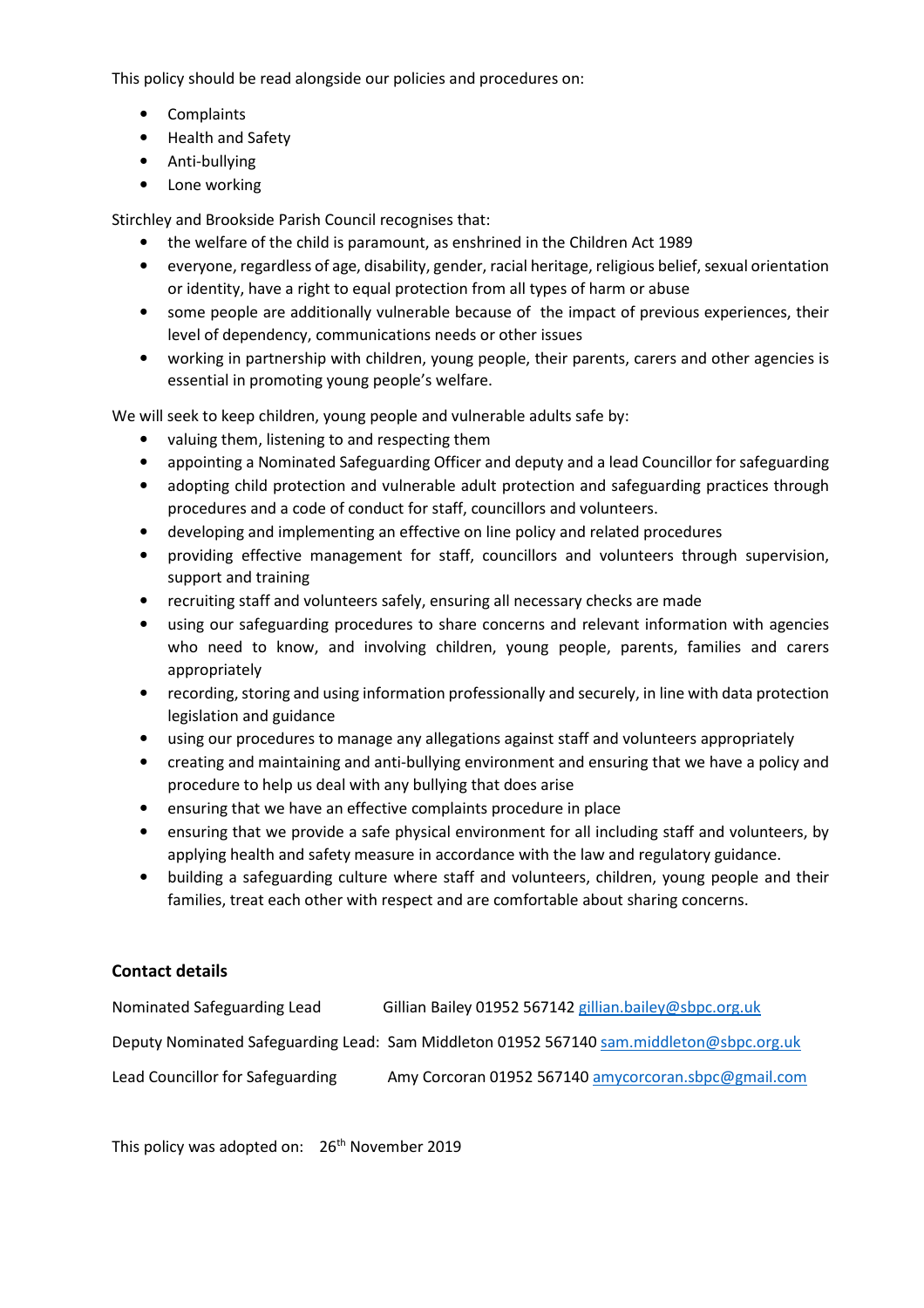This policy should be read alongside our policies and procedures on:

- Complaints
- Health and Safety
- Anti-bullying
- Lone working

Stirchley and Brookside Parish Council recognises that:

- the welfare of the child is paramount, as enshrined in the Children Act 1989
- everyone, regardless of age, disability, gender, racial heritage, religious belief, sexual orientation or identity, have a right to equal protection from all types of harm or abuse
- some people are additionally vulnerable because of the impact of previous experiences, their level of dependency, communications needs or other issues
- working in partnership with children, young people, their parents, carers and other agencies is essential in promoting young people's welfare.

We will seek to keep children, young people and vulnerable adults safe by:

- valuing them, listening to and respecting them
- appointing a Nominated Safeguarding Officer and deputy and a lead Councillor for safeguarding
- adopting child protection and vulnerable adult protection and safeguarding practices through procedures and a code of conduct for staff, councillors and volunteers.
- developing and implementing an effective on line policy and related procedures
- providing effective management for staff, councillors and volunteers through supervision, support and training
- recruiting staff and volunteers safely, ensuring all necessary checks are made
- using our safeguarding procedures to share concerns and relevant information with agencies who need to know, and involving children, young people, parents, families and carers appropriately
- recording, storing and using information professionally and securely, in line with data protection legislation and guidance
- using our procedures to manage any allegations against staff and volunteers appropriately
- creating and maintaining and anti-bullying environment and ensuring that we have a policy and procedure to help us deal with any bullying that does arise
- ensuring that we have an effective complaints procedure in place
- ensuring that we provide a safe physical environment for all including staff and volunteers, by applying health and safety measure in accordance with the law and regulatory guidance.
- building a safeguarding culture where staff and volunteers, children, young people and their families, treat each other with respect and are comfortable about sharing concerns.

## Contact details

Nominated Safeguarding Lead Gillian Bailey 01952 567142 gillian.bailey@sbpc.org.uk

Deputy Nominated Safeguarding Lead: Sam Middleton 01952 567140 sam.middleton@sbpc.org.uk

Lead Councillor for Safeguarding Amy Corcoran 01952 567140 amycorcoran.sbpc@gmail.com

This policy was adopted on: 26th November 2019